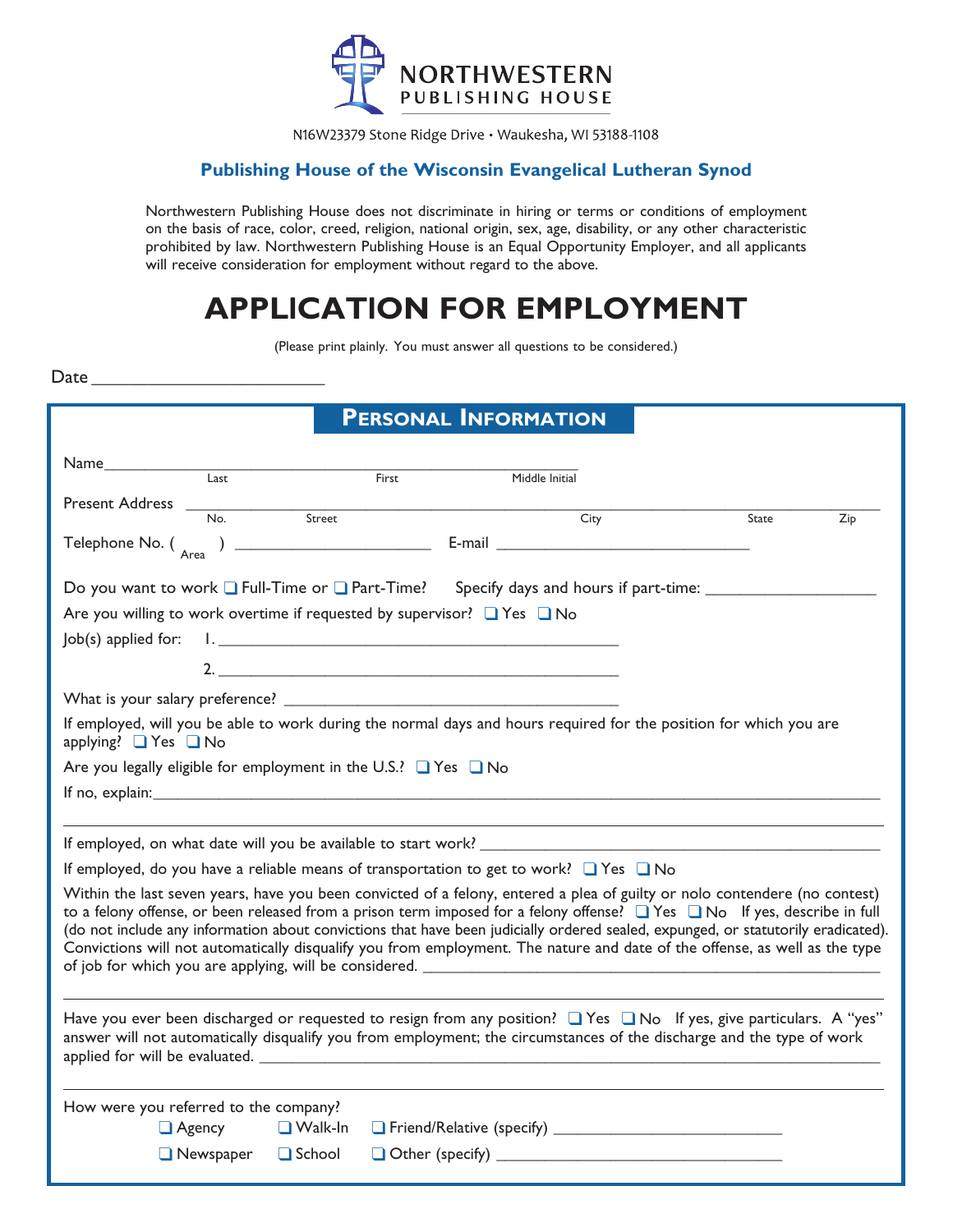# NORTHWESTERN PUBLISHING HOUSE

N16W23379 Stone Ridge Drive • Waukesha, WI 53188-1108

**Publishing House of the Wisconsin Evangelical Lutheran Synod**

Northwestern Publishing House does not discriminate in hiring or terms or conditions of employment on the basis of race, color, creed, religion, national origin, sex, age, disability, or any other characteristic prohibited by law. Northwestern Publishing House is an Equal Opportunity Employer, and all applicants will receive consideration for employment without regard to the above.

# APPLICATION FOR EMPLOYMENT

(Please print plainly. You must answer all questions to be considered.)

Date ________________________

## Personal Information

Name ______________________________________________
Last First Middle Initial

Present Address ______________________________________________
No. Street City State Zip

Telephone No. (Area) ______________________ E-mail ______________________________

Do you want to work ❑ Full-Time or ❑ Part-Time? Specify days and hours if part-time: __________________

Are you willing to work overtime if requested by supervisor? ❑ Yes ❑ No

Job(s) applied for: 1. ______________________________________________

2. ______________________________________________

What is your salary preference? ______________________________________

If employed, will you be able to work during the normal days and hours required for the position for which you are applying? ❑ Yes ❑ No

Are you legally eligible for employment in the U.S.? ❑ Yes ❑ No

If no, explain: ______________________________________________

If employed, on what date will you be available to start work? ______________________________________

If employed, do you have a reliable means of transportation to get to work? ❑ Yes ❑ No

Within the last seven years, have you been convicted of a felony, entered a plea of guilty or nolo contendere (no contest) to a felony offense, or been released from a prison term imposed for a felony offense? ❑ Yes ❑ No If yes, describe in full (do not include any information about convictions that have been judicially ordered sealed, expunged, or statutorily eradicated). Convictions will not automatically disqualify you from employment. The nature and date of the offense, as well as the type of job for which you are applying, will be considered. ______________________________________________

Have you ever been discharged or requested to resign from any position? ❑ Yes ❑ No If yes, give particulars. A "yes" answer will not automatically disqualify you from employment; the circumstances of the discharge and the type of work applied for will be evaluated. ______________________________________________

How were you referred to the company?

❑ Agency ❑ Walk-In ❑ Friend/Relative (specify) __________________________

❑ Newspaper ❑ School ❑ Other (specify) __________________________________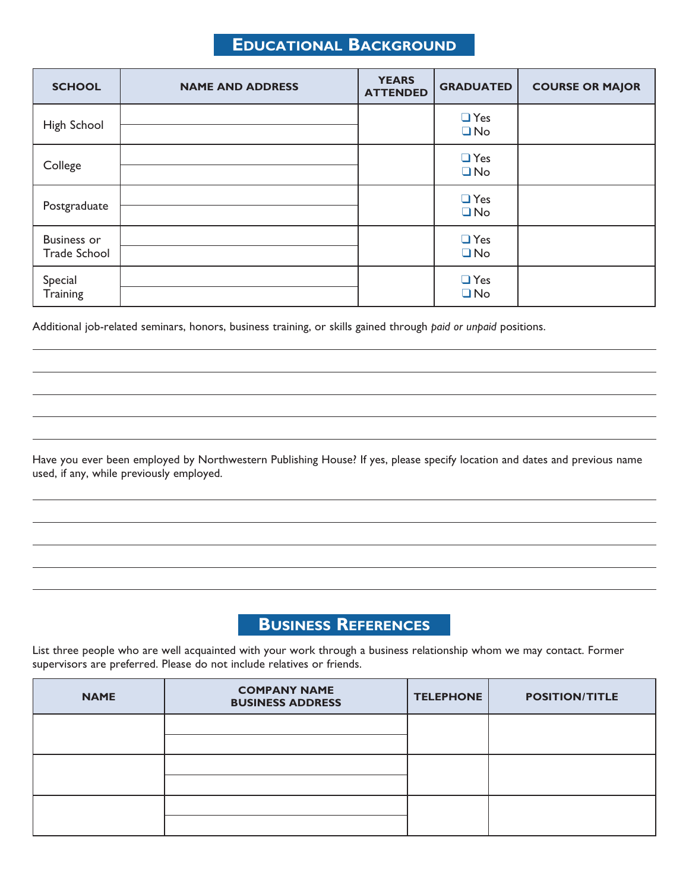## Educational Background

| SCHOOL | NAME AND ADDRESS | YEARS ATTENDED | GRADUATED | COURSE OR MAJOR |
|---|---|---|---|---|
| High School | | | ❑ Yes ❑ No | |
| College | | | ❑ Yes ❑ No | |
| Postgraduate | | | ❑ Yes ❑ No | |
| Business or Trade School | | | ❑ Yes ❑ No | |
| Special Training | | | ❑ Yes ❑ No | |

Additional job-related seminars, honors, business training, or skills gained through *paid or unpaid* positions.

Have you ever been employed by Northwestern Publishing House? If yes, please specify location and dates and previous name used, if any, while previously employed.

## Business References

List three people who are well acquainted with your work through a business relationship whom we may contact. Former supervisors are preferred. Please do not include relatives or friends.

| NAME | COMPANY NAME BUSINESS ADDRESS | TELEPHONE | POSITION/TITLE |
|---|---|---|---|
| | | | |
| | | | |
| | | | |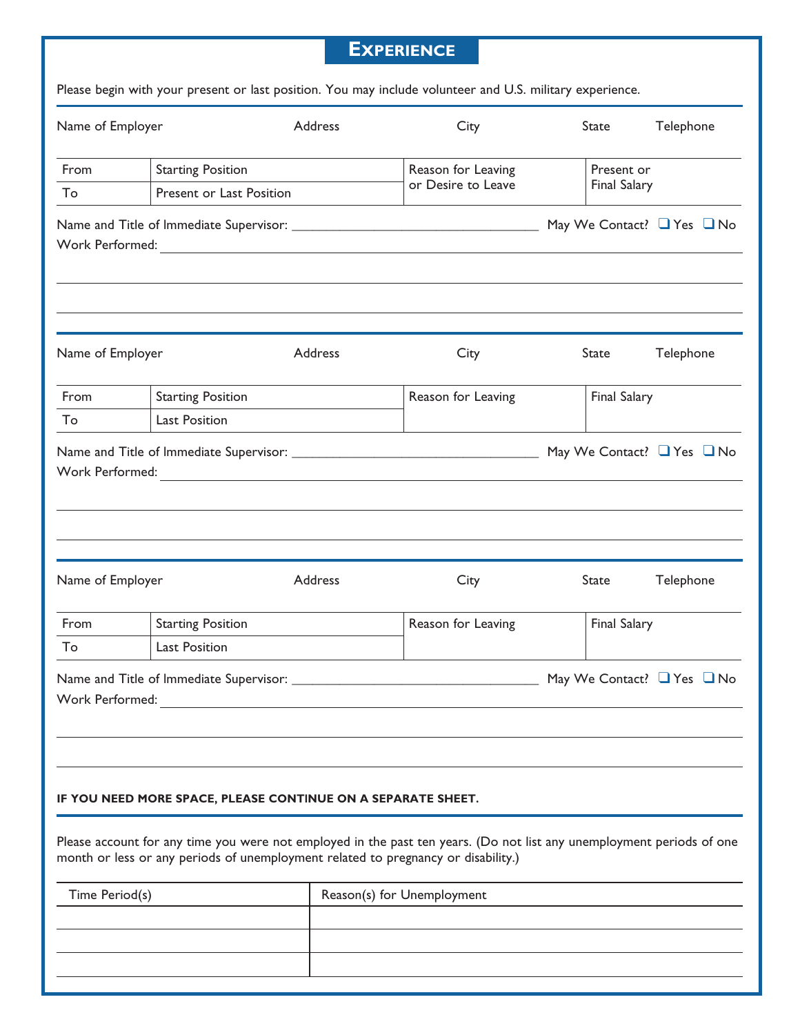## Experience

Please begin with your present or last position. You may include volunteer and U.S. military experience.

| Name of Employer | Address | City | State | Telephone |
|---|---|---|---|---|
| | | | | |

| From | Starting Position | Reason for Leaving or Desire to Leave | Present or Final Salary |
|---|---|---|---|
| To | Present or Last Position | | |

Name and Title of Immediate Supervisor: ___________________________________ May We Contact? ❑ Yes ❑ No

Work Performed: ______________________________________________________________

______________________________________________________________

______________________________________________________________

| Name of Employer | Address | City | State | Telephone |
|---|---|---|---|---|
| | | | | |

| From | Starting Position | Reason for Leaving | Final Salary |
|---|---|---|---|
| To | Last Position | | |

Name and Title of Immediate Supervisor: ___________________________________ May We Contact? ❑ Yes ❑ No

Work Performed: ______________________________________________________________

______________________________________________________________

______________________________________________________________

| Name of Employer | Address | City | State | Telephone |
|---|---|---|---|---|
| | | | | |

| From | Starting Position | Reason for Leaving | Final Salary |
|---|---|---|---|
| To | Last Position | | |

Name and Title of Immediate Supervisor: ___________________________________ May We Contact? ❑ Yes ❑ No

Work Performed: ______________________________________________________________

______________________________________________________________

______________________________________________________________

**IF YOU NEED MORE SPACE, PLEASE CONTINUE ON A SEPARATE SHEET.**

Please account for any time you were not employed in the past ten years. (Do not list any unemployment periods of one month or less or any periods of unemployment related to pregnancy or disability.)

| Time Period(s) | Reason(s) for Unemployment |
|---|---|
| | |
| | |
| | |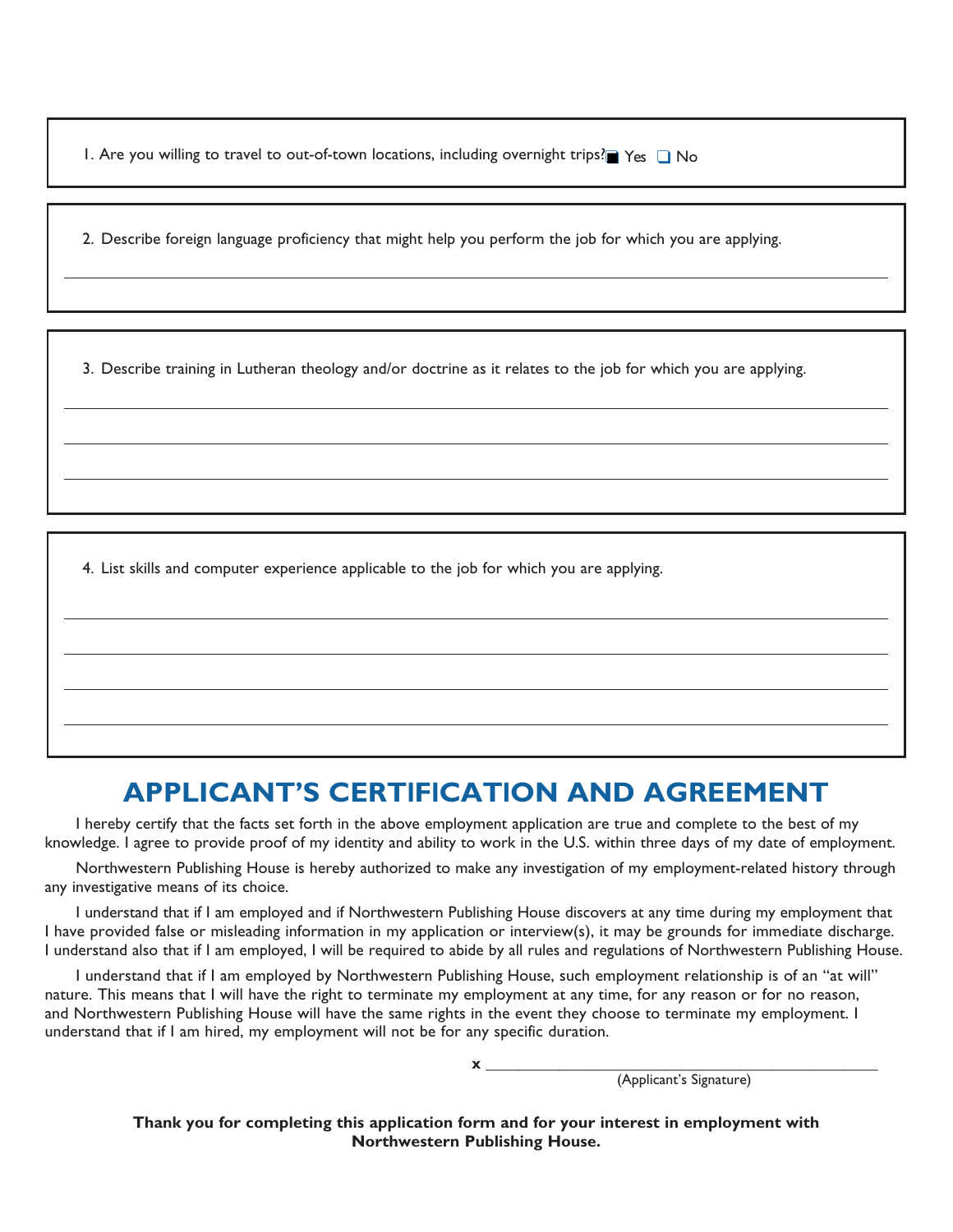1. Are you willing to travel to out-of-town locations, including overnight trips? ■ Yes ☐ No

2. Describe foreign language proficiency that might help you perform the job for which you are applying.

______________________________________________________________________

3. Describe training in Lutheran theology and/or doctrine as it relates to the job for which you are applying.

______________________________________________________________________

______________________________________________________________________

______________________________________________________________________

4. List skills and computer experience applicable to the job for which you are applying.

______________________________________________________________________

______________________________________________________________________

______________________________________________________________________

______________________________________________________________________

## APPLICANT'S CERTIFICATION AND AGREEMENT

I hereby certify that the facts set forth in the above employment application are true and complete to the best of my knowledge. I agree to provide proof of my identity and ability to work in the U.S. within three days of my date of employment.

Northwestern Publishing House is hereby authorized to make any investigation of my employment-related history through any investigative means of its choice.

I understand that if I am employed and if Northwestern Publishing House discovers at any time during my employment that I have provided false or misleading information in my application or interview(s), it may be grounds for immediate discharge. I understand also that if I am employed, I will be required to abide by all rules and regulations of Northwestern Publishing House.

I understand that if I am employed by Northwestern Publishing House, such employment relationship is of an "at will" nature. This means that I will have the right to terminate my employment at any time, for any reason or for no reason, and Northwestern Publishing House will have the same rights in the event they choose to terminate my employment. I understand that if I am hired, my employment will not be for any specific duration.

x ______________________________________________
(Applicant's Signature)

**Thank you for completing this application form and for your interest in employment with Northwestern Publishing House.**